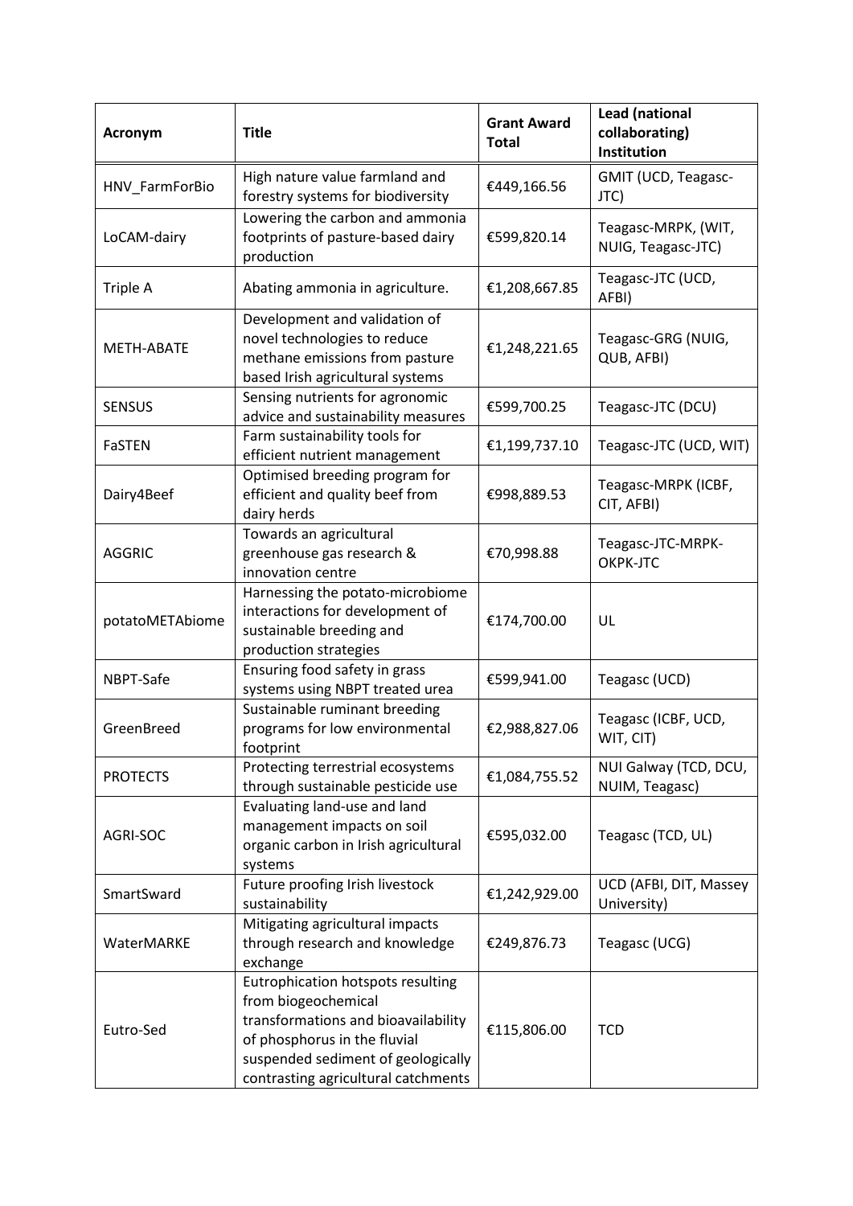| Acronym | Title | Grant Award Total | Lead (national collaborating) Institution |
|---|---|---|---|
| HNV_FarmForBio | High nature value farmland and forestry systems for biodiversity | €449,166.56 | GMIT (UCD, Teagasc-JTC) |
| LoCAM-dairy | Lowering the carbon and ammonia footprints of pasture-based dairy production | €599,820.14 | Teagasc-MRPK, (WIT, NUIG, Teagasc-JTC) |
| Triple A | Abating ammonia in agriculture. | €1,208,667.85 | Teagasc-JTC (UCD, AFBI) |
| METH-ABATE | Development and validation of novel technologies to reduce methane emissions from pasture based Irish agricultural systems | €1,248,221.65 | Teagasc-GRG (NUIG, QUB, AFBI) |
| SENSUS | Sensing nutrients for agronomic advice and sustainability measures | €599,700.25 | Teagasc-JTC (DCU) |
| FaSTEN | Farm sustainability tools for efficient nutrient management | €1,199,737.10 | Teagasc-JTC (UCD, WIT) |
| Dairy4Beef | Optimised breeding program for efficient and quality beef from dairy herds | €998,889.53 | Teagasc-MRPK (ICBF, CIT, AFBI) |
| AGGRIC | Towards an agricultural greenhouse gas research & innovation centre | €70,998.88 | Teagasc-JTC-MRPK-OKPK-JTC |
| potatoMETAbiome | Harnessing the potato-microbiome interactions for development of sustainable breeding and production strategies | €174,700.00 | UL |
| NBPT-Safe | Ensuring food safety in grass systems using NBPT treated urea | €599,941.00 | Teagasc (UCD) |
| GreenBreed | Sustainable ruminant breeding programs for low environmental footprint | €2,988,827.06 | Teagasc (ICBF, UCD, WIT, CIT) |
| PROTECTS | Protecting terrestrial ecosystems through sustainable pesticide use | €1,084,755.52 | NUI Galway (TCD, DCU, NUIM, Teagasc) |
| AGRI-SOC | Evaluating land-use and land management impacts on soil organic carbon in Irish agricultural systems | €595,032.00 | Teagasc (TCD, UL) |
| SmartSward | Future proofing Irish livestock sustainability | €1,242,929.00 | UCD (AFBI, DIT, Massey University) |
| WaterMARKE | Mitigating agricultural impacts through research and knowledge exchange | €249,876.73 | Teagasc (UCG) |
| Eutro-Sed | Eutrophication hotspots resulting from biogeochemical transformations and bioavailability of phosphorus in the fluvial suspended sediment of geologically contrasting agricultural catchments | €115,806.00 | TCD |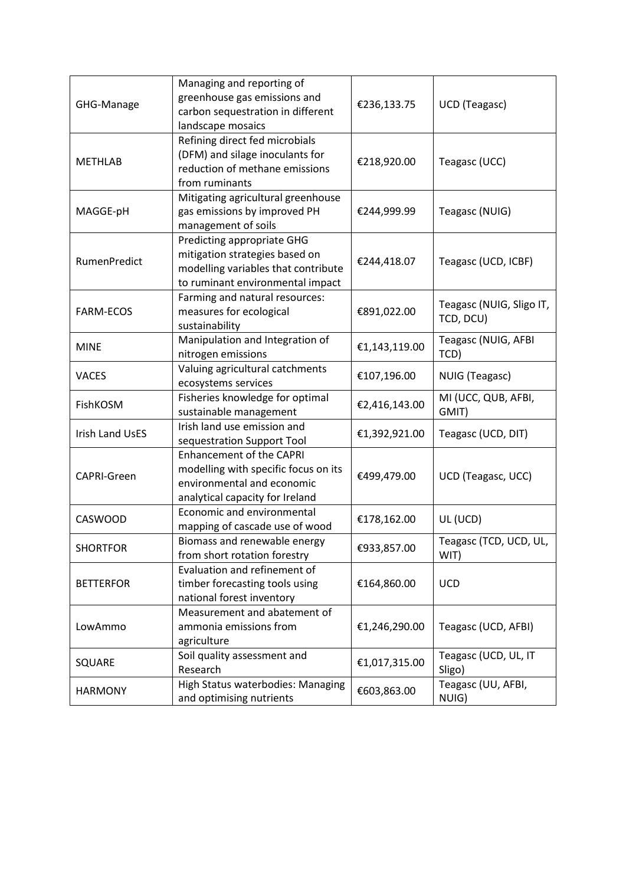| | | | |
|---|---|---|---|
| GHG-Manage | Managing and reporting of greenhouse gas emissions and carbon sequestration in different landscape mosaics | €236,133.75 | UCD (Teagasc) |
| METHLAB | Refining direct fed microbials (DFM) and silage inoculants for reduction of methane emissions from ruminants | €218,920.00 | Teagasc (UCC) |
| MAGGE-pH | Mitigating agricultural greenhouse gas emissions by improved PH management of soils | €244,999.99 | Teagasc (NUIG) |
| RumenPredict | Predicting appropriate GHG mitigation strategies based on modelling variables that contribute to ruminant environmental impact | €244,418.07 | Teagasc (UCD, ICBF) |
| FARM-ECOS | Farming and natural resources: measures for ecological sustainability | €891,022.00 | Teagasc (NUIG, Sligo IT, TCD, DCU) |
| MINE | Manipulation and Integration of nitrogen emissions | €1,143,119.00 | Teagasc (NUIG, AFBI TCD) |
| VACES | Valuing agricultural catchments ecosystems services | €107,196.00 | NUIG (Teagasc) |
| FishKOSM | Fisheries knowledge for optimal sustainable management | €2,416,143.00 | MI (UCC, QUB, AFBI, GMIT) |
| Irish Land UsES | Irish land use emission and sequestration Support Tool | €1,392,921.00 | Teagasc (UCD, DIT) |
| CAPRI-Green | Enhancement of the CAPRI modelling with specific focus on its environmental and economic analytical capacity for Ireland | €499,479.00 | UCD (Teagasc, UCC) |
| CASWOOD | Economic and environmental mapping of cascade use of wood | €178,162.00 | UL (UCD) |
| SHORTFOR | Biomass and renewable energy from short rotation forestry | €933,857.00 | Teagasc (TCD, UCD, UL, WIT) |
| BETTERFOR | Evaluation and refinement of timber forecasting tools using national forest inventory | €164,860.00 | UCD |
| LowAmmo | Measurement and abatement of ammonia emissions from agriculture | €1,246,290.00 | Teagasc (UCD, AFBI) |
| SQUARE | Soil quality assessment and Research | €1,017,315.00 | Teagasc (UCD, UL, IT Sligo) |
| HARMONY | High Status waterbodies: Managing and optimising nutrients | €603,863.00 | Teagasc (UU, AFBI, NUIG) |